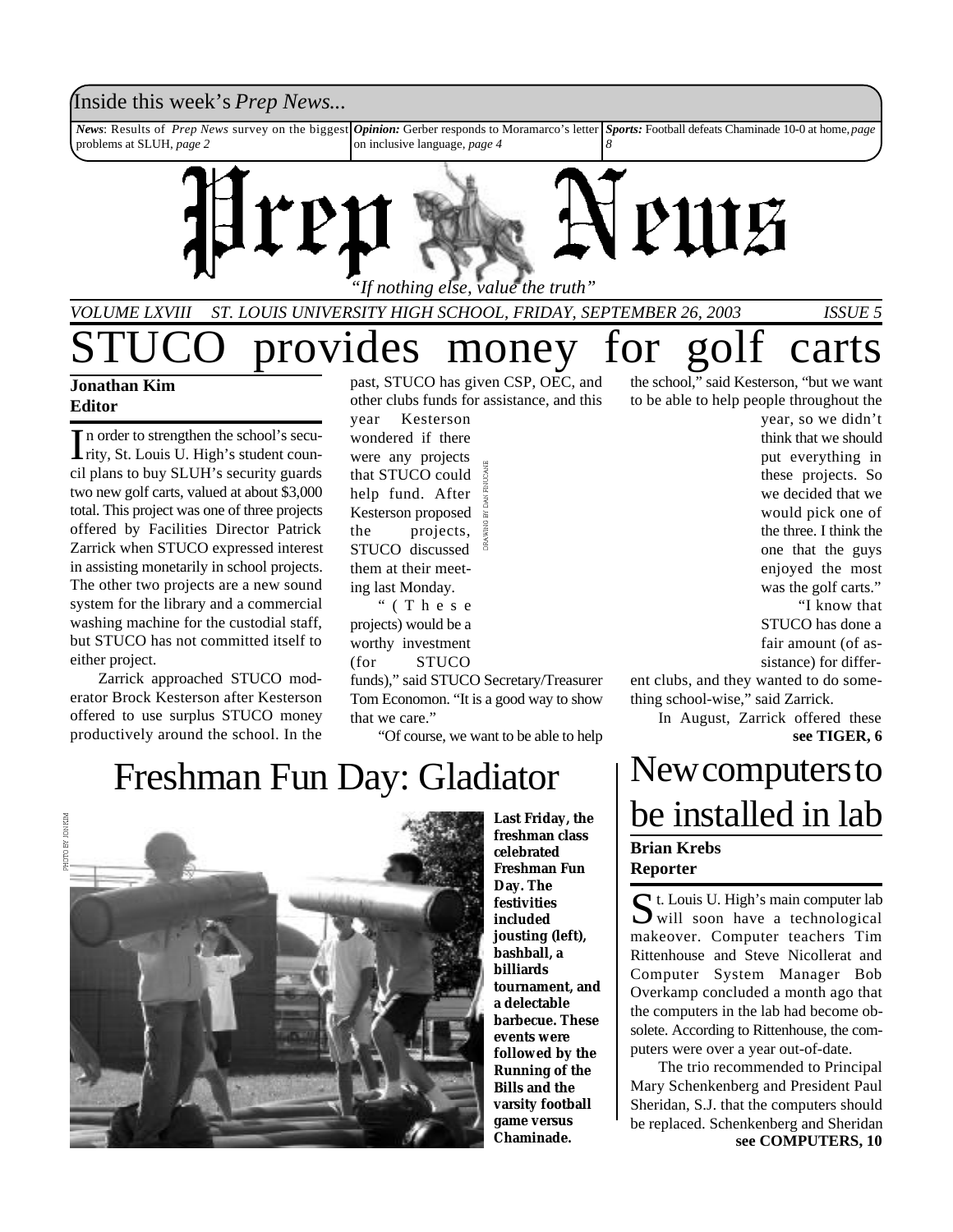Inside this week's *Prep News...*

***News***: Results of *Prep News* survey on the biggest problems at SLUH, *page 2*

***Opinion:*** Gerber responds to Moramarco's letter on inclusive language, *page 4*

***Sports:*** Football defeats Chaminade 10-0 at home, *page 8*

# Prep News

*"If nothing else, value the truth"*

*VOLUME LXVIII ST. LOUIS UNIVERSITY HIGH SCHOOL, FRIDAY, SEPTEMBER 26, 2003 ISSUE 5*

# STUCO provides money for golf carts

**Jonathan Kim**
**Editor**

In order to strengthen the school's security, St. Louis U. High's student council plans to buy SLUH's security guards two new golf carts, valued at about $3,000 total. This project was one of three projects offered by Facilities Director Patrick Zarrick when STUCO expressed interest in assisting monetarily in school projects. The other two projects are a new sound system for the library and a commercial washing machine for the custodial staff, but STUCO has not committed itself to either project.

Zarrick approached STUCO moderator Brock Kesterson after Kesterson offered to use surplus STUCO money productively around the school. In the past, STUCO has given CSP, OEC, and other clubs funds for assistance, and this year Kesterson wondered if there were any projects that STUCO could help fund. After Kesterson proposed the projects, STUCO discussed them at their meeting last Monday.

DRAWING BY DAN FINUCANE

"(These projects) would be a worthy investment (for STUCO funds)," said STUCO Secretary/Treasurer Tom Economon. "It is a good way to show that we care."

"Of course, we want to be able to help the school," said Kesterson, "but we want to be able to help people throughout the year, so we didn't think that we should put everything in these projects. So we decided that we would pick one of the three. I think the one that the guys enjoyed the most was the golf carts."

"I know that STUCO has done a fair amount (of assistance) for different clubs, and they wanted to do something school-wise," said Zarrick.

In August, Zarrick offered these

**see TIGER, 6**

# Freshman Fun Day: Gladiator

PHOTO BY JON KIM

**Last Friday, the freshman class celebrated Freshman Fun Day. The festivities included jousting (left), bashball, a billiards tournament, and a delectable barbecue. These events were followed by the Running of the Bills and the varsity football game versus Chaminade.**

# New computers to be installed in lab

**Brian Krebs**
**Reporter**

St. Louis U. High's main computer lab will soon have a technological makeover. Computer teachers Tim Rittenhouse and Steve Nicollerat and Computer System Manager Bob Overkamp concluded a month ago that the computers in the lab had become obsolete. According to Rittenhouse, the computers were over a year out-of-date.

The trio recommended to Principal Mary Schenkenberg and President Paul Sheridan, S.J. that the computers should be replaced. Schenkenberg and Sheridan

**see COMPUTERS, 10**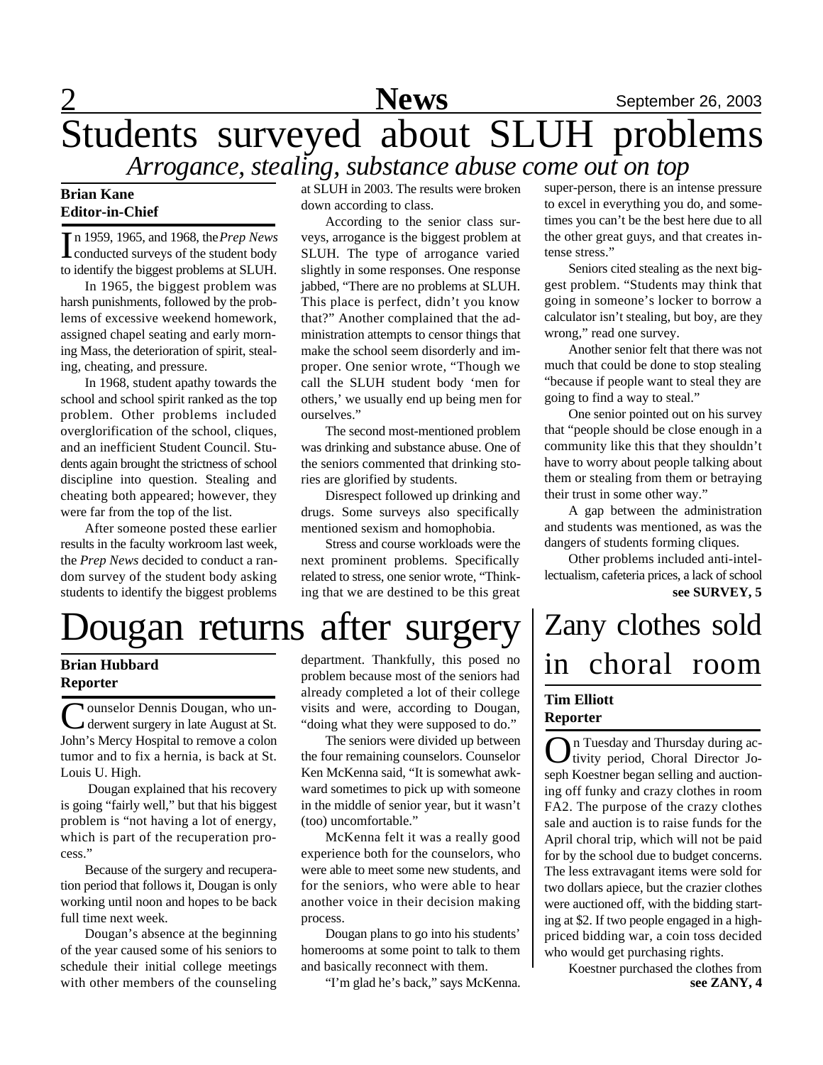# Students surveyed about SLUH problems

## *Arrogance, stealing, substance abuse come out on top*

**Brian Kane**
**Editor-in-Chief**

In 1959, 1965, and 1968, the *Prep News* conducted surveys of the student body to identify the biggest problems at SLUH.

In 1965, the biggest problem was harsh punishments, followed by the problems of excessive weekend homework, assigned chapel seating and early morning Mass, the deterioration of spirit, stealing, cheating, and pressure.

In 1968, student apathy towards the school and school spirit ranked as the top problem. Other problems included overglorification of the school, cliques, and an inefficient Student Council. Students again brought the strictness of school discipline into question. Stealing and cheating both appeared; however, they were far from the top of the list.

After someone posted these earlier results in the faculty workroom last week, the *Prep News* decided to conduct a random survey of the student body asking students to identify the biggest problems at SLUH in 2003. The results were broken down according to class.

According to the senior class surveys, arrogance is the biggest problem at SLUH. The type of arrogance varied slightly in some responses. One response jabbed, "There are no problems at SLUH. This place is perfect, didn't you know that?" Another complained that the administration attempts to censor things that make the school seem disorderly and improper. One senior wrote, "Though we call the SLUH student body 'men for others,' we usually end up being men for ourselves."

The second most-mentioned problem was drinking and substance abuse. One of the seniors commented that drinking stories are glorified by students.

Disrespect followed up drinking and drugs. Some surveys also specifically mentioned sexism and homophobia.

Stress and course workloads were the next prominent problems. Specifically related to stress, one senior wrote, "Thinking that we are destined to be this great super-person, there is an intense pressure to excel in everything you do, and sometimes you can't be the best here due to all the other great guys, and that creates intense stress."

Seniors cited stealing as the next biggest problem. "Students may think that going in someone's locker to borrow a calculator isn't stealing, but boy, are they wrong," read one survey.

Another senior felt that there was not much that could be done to stop stealing "because if people want to steal they are going to find a way to steal."

One senior pointed out on his survey that "people should be close enough in a community like this that they shouldn't have to worry about people talking about them or stealing from them or betraying their trust in some other way."

A gap between the administration and students was mentioned, as was the dangers of students forming cliques.

Other problems included anti-intellectualism, cafeteria prices, a lack of school

**see SURVEY, 5**

# Dougan returns after surgery

**Brian Hubbard**
**Reporter**

Counselor Dennis Dougan, who underwent surgery in late August at St. John's Mercy Hospital to remove a colon tumor and to fix a hernia, is back at St. Louis U. High.

Dougan explained that his recovery is going "fairly well," but that his biggest problem is "not having a lot of energy, which is part of the recuperation process."

Because of the surgery and recuperation period that follows it, Dougan is only working until noon and hopes to be back full time next week.

Dougan's absence at the beginning of the year caused some of his seniors to schedule their initial college meetings with other members of the counseling department. Thankfully, this posed no problem because most of the seniors had already completed a lot of their college visits and were, according to Dougan, "doing what they were supposed to do."

The seniors were divided up between the four remaining counselors. Counselor Ken McKenna said, "It is somewhat awkward sometimes to pick up with someone in the middle of senior year, but it wasn't (too) uncomfortable."

McKenna felt it was a really good experience both for the counselors, who were able to meet some new students, and for the seniors, who were able to hear another voice in their decision making process.

Dougan plans to go into his students' homerooms at some point to talk to them and basically reconnect with them.

"I'm glad he's back," says McKenna.

# Zany clothes sold in choral room

**Tim Elliott**
**Reporter**

On Tuesday and Thursday during activity period, Choral Director Joseph Koestner began selling and auctioning off funky and crazy clothes in room FA2. The purpose of the crazy clothes sale and auction is to raise funds for the April choral trip, which will not be paid for by the school due to budget concerns. The less extravagant items were sold for two dollars apiece, but the crazier clothes were auctioned off, with the bidding starting at $2. If two people engaged in a high-priced bidding war, a coin toss decided who would get purchasing rights.

Koestner purchased the clothes from

**see ZANY, 4**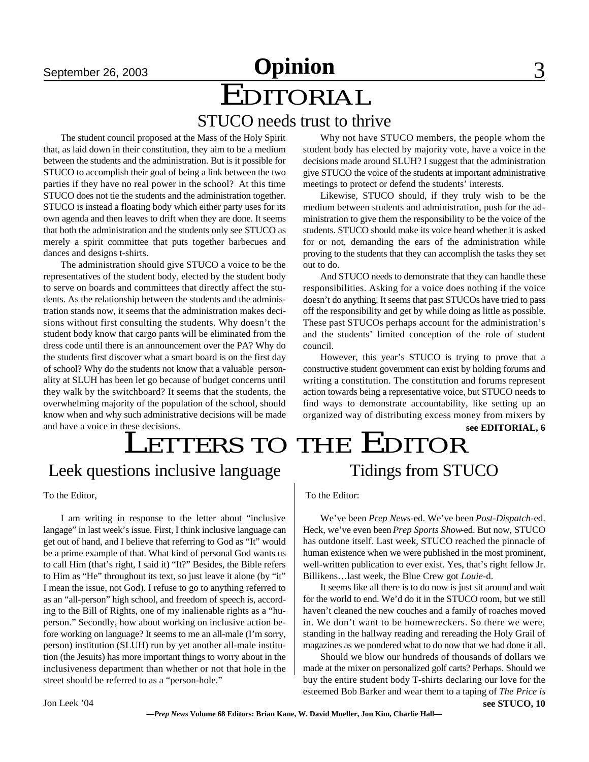# EDITORIAL

## STUCO needs trust to thrive

The student council proposed at the Mass of the Holy Spirit that, as laid down in their constitution, they aim to be a medium between the students and the administration. But is it possible for STUCO to accomplish their goal of being a link between the two parties if they have no real power in the school? At this time STUCO does not tie the students and the administration together. STUCO is instead a floating body which either party uses for its own agenda and then leaves to drift when they are done. It seems that both the administration and the students only see STUCO as merely a spirit committee that puts together barbecues and dances and designs t-shirts.

The administration should give STUCO a voice to be the representatives of the student body, elected by the student body to serve on boards and committees that directly affect the students. As the relationship between the students and the administration stands now, it seems that the administration makes decisions without first consulting the students. Why doesn't the student body know that cargo pants will be eliminated from the dress code until there is an announcement over the PA? Why do the students first discover what a smart board is on the first day of school? Why do the students not know that a valuable personality at SLUH has been let go because of budget concerns until they walk by the switchboard? It seems that the students, the overwhelming majority of the population of the school, should know when and why such administrative decisions will be made and have a voice in these decisions.

Why not have STUCO members, the people whom the student body has elected by majority vote, have a voice in the decisions made around SLUH? I suggest that the administration give STUCO the voice of the students at important administrative meetings to protect or defend the students' interests.

Likewise, STUCO should, if they truly wish to be the medium between students and administration, push for the administration to give them the responsibility to be the voice of the students. STUCO should make its voice heard whether it is asked for or not, demanding the ears of the administration while proving to the students that they can accomplish the tasks they set out to do.

And STUCO needs to demonstrate that they can handle these responsibilities. Asking for a voice does nothing if the voice doesn't do anything. It seems that past STUCOs have tried to pass off the responsibility and get by while doing as little as possible. These past STUCOs perhaps account for the administration's and the students' limited conception of the role of student council.

However, this year's STUCO is trying to prove that a constructive student government can exist by holding forums and writing a constitution. The constitution and forums represent action towards being a representative voice, but STUCO needs to find ways to demonstrate accountability, like setting up an organized way of distributing excess money from mixers by

**see EDITORIAL, 6**

# LETTERS TO THE EDITOR

## Leek questions inclusive language

To the Editor,

I am writing in response to the letter about "inclusive langage" in last week's issue. First, I think inclusive language can get out of hand, and I believe that referring to God as "It" would be a prime example of that. What kind of personal God wants us to call Him (that's right, I said it) "It?" Besides, the Bible refers to Him as "He" throughout its text, so just leave it alone (by "it" I mean the issue, not God). I refuse to go to anything referred to as an "all-person" high school, and freedom of speech is, according to the Bill of Rights, one of my inalienable rights as a "huperson." Secondly, how about working on inclusive action before working on language? It seems to me an all-male (I'm sorry, person) institution (SLUH) run by yet another all-male institution (the Jesuits) has more important things to worry about in the inclusiveness department than whether or not that hole in the street should be referred to as a "person-hole."

Jon Leek '04

## Tidings from STUCO

To the Editor:

We've been *Prep News*-ed. We've been *Post-Dispatch*-ed. Heck, we've even been *Prep Sports Show*-ed. But now, STUCO has outdone itself. Last week, STUCO reached the pinnacle of human existence when we were published in the most prominent, well-written publication to ever exist. Yes, that's right fellow Jr. Billikens…last week, the Blue Crew got *Louie*-d.

It seems like all there is to do now is just sit around and wait for the world to end. We'd do it in the STUCO room, but we still haven't cleaned the new couches and a family of roaches moved in. We don't want to be homewreckers. So there we were, standing in the hallway reading and rereading the Holy Grail of magazines as we pondered what to do now that we had done it all.

Should we blow our hundreds of thousands of dollars we made at the mixer on personalized golf carts? Perhaps. Should we buy the entire student body T-shirts declaring our love for the esteemed Bob Barker and wear them to a taping of *The Price is*

**see STUCO, 10**

—***Prep News*** **Volume 68 Editors: Brian Kane, W. David Mueller, Jon Kim, Charlie Hall—**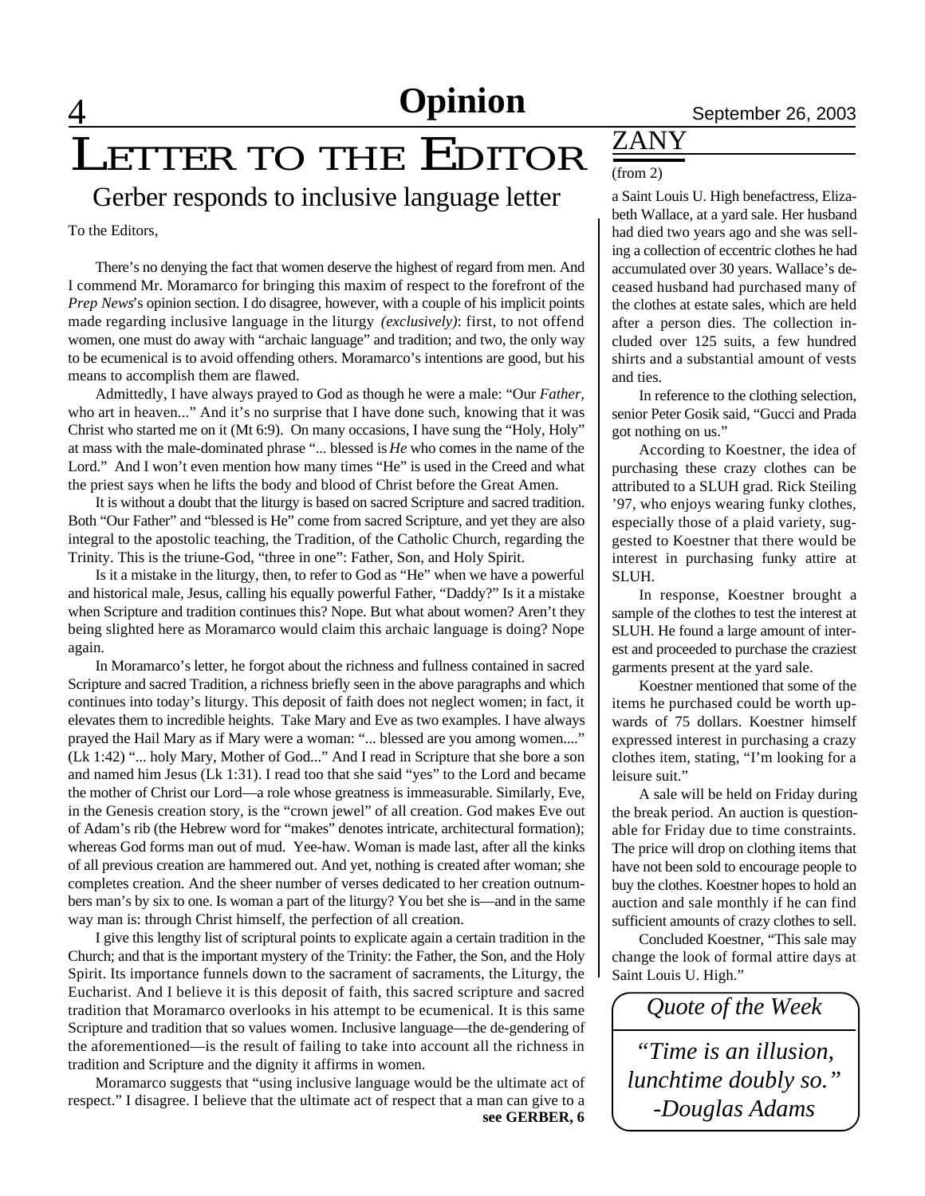# LETTER TO THE EDITOR

## Gerber responds to inclusive language letter

To the Editors,

There's no denying the fact that women deserve the highest of regard from men. And I commend Mr. Moramarco for bringing this maxim of respect to the forefront of the *Prep News*'s opinion section. I do disagree, however, with a couple of his implicit points made regarding inclusive language in the liturgy *(exclusively)*: first, to not offend women, one must do away with "archaic language" and tradition; and two, the only way to be ecumenical is to avoid offending others. Moramarco's intentions are good, but his means to accomplish them are flawed.

Admittedly, I have always prayed to God as though he were a male: "Our *Father*, who art in heaven..." And it's no surprise that I have done such, knowing that it was Christ who started me on it (Mt 6:9). On many occasions, I have sung the "Holy, Holy" at mass with the male-dominated phrase "... blessed is *He* who comes in the name of the Lord." And I won't even mention how many times "He" is used in the Creed and what the priest says when he lifts the body and blood of Christ before the Great Amen.

It is without a doubt that the liturgy is based on sacred Scripture and sacred tradition. Both "Our Father" and "blessed is He" come from sacred Scripture, and yet they are also integral to the apostolic teaching, the Tradition, of the Catholic Church, regarding the Trinity. This is the triune-God, "three in one": Father, Son, and Holy Spirit.

Is it a mistake in the liturgy, then, to refer to God as "He" when we have a powerful and historical male, Jesus, calling his equally powerful Father, "Daddy?" Is it a mistake when Scripture and tradition continues this? Nope. But what about women? Aren't they being slighted here as Moramarco would claim this archaic language is doing? Nope again.

In Moramarco's letter, he forgot about the richness and fullness contained in sacred Scripture and sacred Tradition, a richness briefly seen in the above paragraphs and which continues into today's liturgy. This deposit of faith does not neglect women; in fact, it elevates them to incredible heights. Take Mary and Eve as two examples. I have always prayed the Hail Mary as if Mary were a woman: "... blessed are you among women...." (Lk 1:42) "... holy Mary, Mother of God..." And I read in Scripture that she bore a son and named him Jesus (Lk 1:31). I read too that she said "yes" to the Lord and became the mother of Christ our Lord—a role whose greatness is immeasurable. Similarly, Eve, in the Genesis creation story, is the "crown jewel" of all creation. God makes Eve out of Adam's rib (the Hebrew word for "makes" denotes intricate, architectural formation); whereas God forms man out of mud. Yee-haw. Woman is made last, after all the kinks of all previous creation are hammered out. And yet, nothing is created after woman; she completes creation. And the sheer number of verses dedicated to her creation outnumbers man's by six to one. Is woman a part of the liturgy? You bet she is—and in the same way man is: through Christ himself, the perfection of all creation.

I give this lengthy list of scriptural points to explicate again a certain tradition in the Church; and that is the important mystery of the Trinity: the Father, the Son, and the Holy Spirit. Its importance funnels down to the sacrament of sacraments, the Liturgy, the Eucharist. And I believe it is this deposit of faith, this sacred scripture and sacred tradition that Moramarco overlooks in his attempt to be ecumenical. It is this same Scripture and tradition that so values women. Inclusive language—the de-gendering of the aforementioned—is the result of failing to take into account all the richness in tradition and Scripture and the dignity it affirms in women.

Moramarco suggests that "using inclusive language would be the ultimate act of respect." I disagree. I believe that the ultimate act of respect that a man can give to a

**see GERBER, 6**

## ZANY

(from 2)

a Saint Louis U. High benefactress, Elizabeth Wallace, at a yard sale. Her husband had died two years ago and she was selling a collection of eccentric clothes he had accumulated over 30 years. Wallace's deceased husband had purchased many of the clothes at estate sales, which are held after a person dies. The collection included over 125 suits, a few hundred shirts and a substantial amount of vests and ties.

In reference to the clothing selection, senior Peter Gosik said, "Gucci and Prada got nothing on us."

According to Koestner, the idea of purchasing these crazy clothes can be attributed to a SLUH grad. Rick Steiling '97, who enjoys wearing funky clothes, especially those of a plaid variety, suggested to Koestner that there would be interest in purchasing funky attire at SLUH.

In response, Koestner brought a sample of the clothes to test the interest at SLUH. He found a large amount of interest and proceeded to purchase the craziest garments present at the yard sale.

Koestner mentioned that some of the items he purchased could be worth upwards of 75 dollars. Koestner himself expressed interest in purchasing a crazy clothes item, stating, "I'm looking for a leisure suit."

A sale will be held on Friday during the break period. An auction is questionable for Friday due to time constraints. The price will drop on clothing items that have not been sold to encourage people to buy the clothes. Koestner hopes to hold an auction and sale monthly if he can find sufficient amounts of crazy clothes to sell.

Concluded Koestner, "This sale may change the look of formal attire days at Saint Louis U. High."

*Quote of the Week*

*"Time is an illusion, lunchtime doubly so."*
*-Douglas Adams*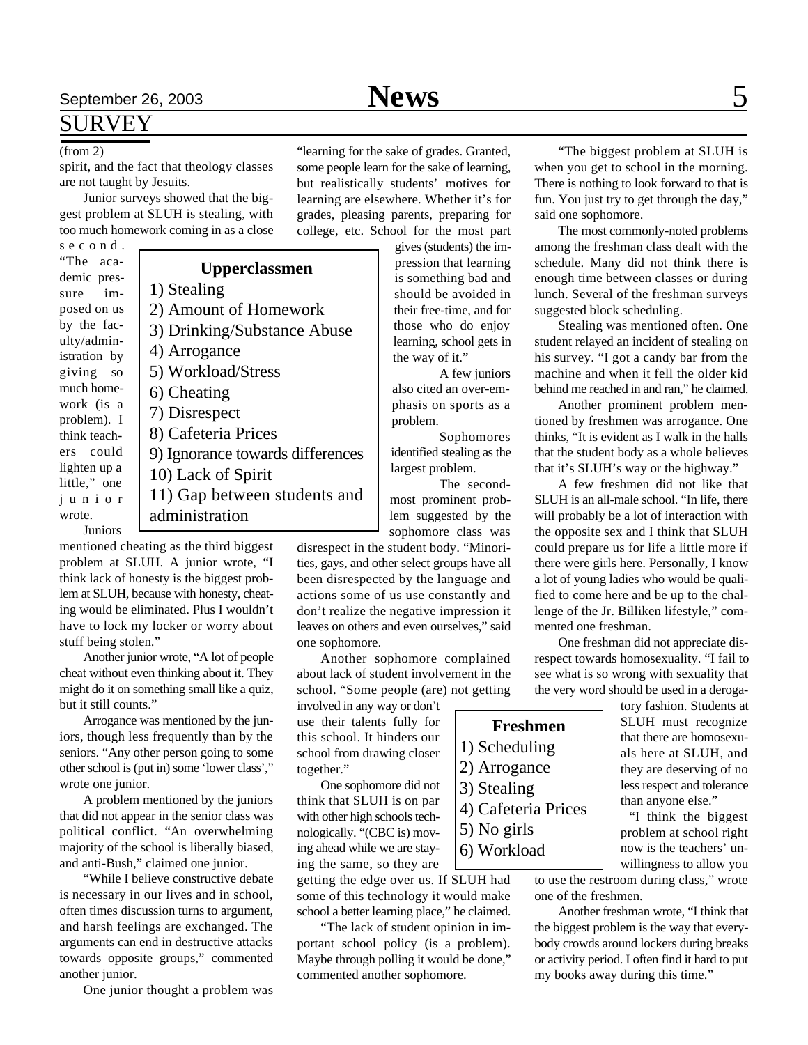## SURVEY

(from 2)

spirit, and the fact that theology classes are not taught by Jesuits.

Junior surveys showed that the biggest problem at SLUH is stealing, with too much homework coming in as a close second. "The academic pressure imposed on us by the faculty/administration by giving so much homework (is a problem). I think teachers could lighten up a little," one junior wrote.

**Upperclassmen**

1) Stealing
2) Amount of Homework
3) Drinking/Substance Abuse
4) Arrogance
5) Workload/Stress
6) Cheating
7) Disrespect
8) Cafeteria Prices
9) Ignorance towards differences
10) Lack of Spirit
11) Gap between students and administration

Juniors mentioned cheating as the third biggest problem at SLUH. A junior wrote, "I think lack of honesty is the biggest problem at SLUH, because with honesty, cheating would be eliminated. Plus I wouldn't have to lock my locker or worry about stuff being stolen."

Another junior wrote, "A lot of people cheat without even thinking about it. They might do it on something small like a quiz, but it still counts."

Arrogance was mentioned by the juniors, though less frequently than by the seniors. "Any other person going to some other school is (put in) some 'lower class'," wrote one junior.

A problem mentioned by the juniors that did not appear in the senior class was political conflict. "An overwhelming majority of the school is liberally biased, and anti-Bush," claimed one junior.

"While I believe constructive debate is necessary in our lives and in school, often times discussion turns to argument, and harsh feelings are exchanged. The arguments can end in destructive attacks towards opposite groups," commented another junior.

One junior thought a problem was "learning for the sake of grades. Granted, some people learn for the sake of learning, but realistically students' motives for learning are elsewhere. Whether it's for grades, pleasing parents, preparing for college, etc. School for the most part gives (students) the impression that learning is something bad and should be avoided in their free-time, and for those who do enjoy learning, school gets in the way of it."

A few juniors also cited an over-emphasis on sports as a problem.

Sophomores identified stealing as the largest problem.

The second-most prominent problem suggested by the sophomore class was disrespect in the student body. "Minorities, gays, and other select groups have all been disrespected by the language and actions some of us use constantly and don't realize the negative impression it leaves on others and even ourselves," said one sophomore.

Another sophomore complained about lack of student involvement in the school. "Some people (are) not getting involved in any way or don't use their talents fully for this school. It hinders our school from drawing closer together."

One sophomore did not think that SLUH is on par with other high schools technologically. "(CBC is) moving ahead while we are staying the same, so they are getting the edge over us. If SLUH had some of this technology it would make school a better learning place," he claimed.

"The lack of student opinion in important school policy (is a problem). Maybe through polling it would be done," commented another sophomore.

"The biggest problem at SLUH is when you get to school in the morning. There is nothing to look forward to that is fun. You just try to get through the day," said one sophomore.

The most commonly-noted problems among the freshman class dealt with the schedule. Many did not think there is enough time between classes or during lunch. Several of the freshman surveys suggested block scheduling.

Stealing was mentioned often. One student relayed an incident of stealing on his survey. "I got a candy bar from the machine and when it fell the older kid behind me reached in and ran," he claimed.

Another prominent problem mentioned by freshmen was arrogance. One thinks, "It is evident as I walk in the halls that the student body as a whole believes that it's SLUH's way or the highway."

A few freshmen did not like that SLUH is an all-male school. "In life, there will probably be a lot of interaction with the opposite sex and I think that SLUH could prepare us for life a little more if there were girls here. Personally, I know a lot of young ladies who would be qualified to come here and be up to the challenge of the Jr. Billiken lifestyle," commented one freshman.

One freshman did not appreciate disrespect towards homosexuality. "I fail to see what is so wrong with sexuality that the very word should be used in a derogatory fashion. Students at SLUH must recognize that there are homosexuals here at SLUH, and they are deserving of no less respect and tolerance than anyone else."

**Freshmen**

1) Scheduling
2) Arrogance
3) Stealing
4) Cafeteria Prices
5) No girls
6) Workload

"I think the biggest problem at school right now is the teachers' unwillingness to allow you to use the restroom during class," wrote one of the freshmen.

Another freshman wrote, "I think that the biggest problem is the way that everybody crowds around lockers during breaks or activity period. I often find it hard to put my books away during this time."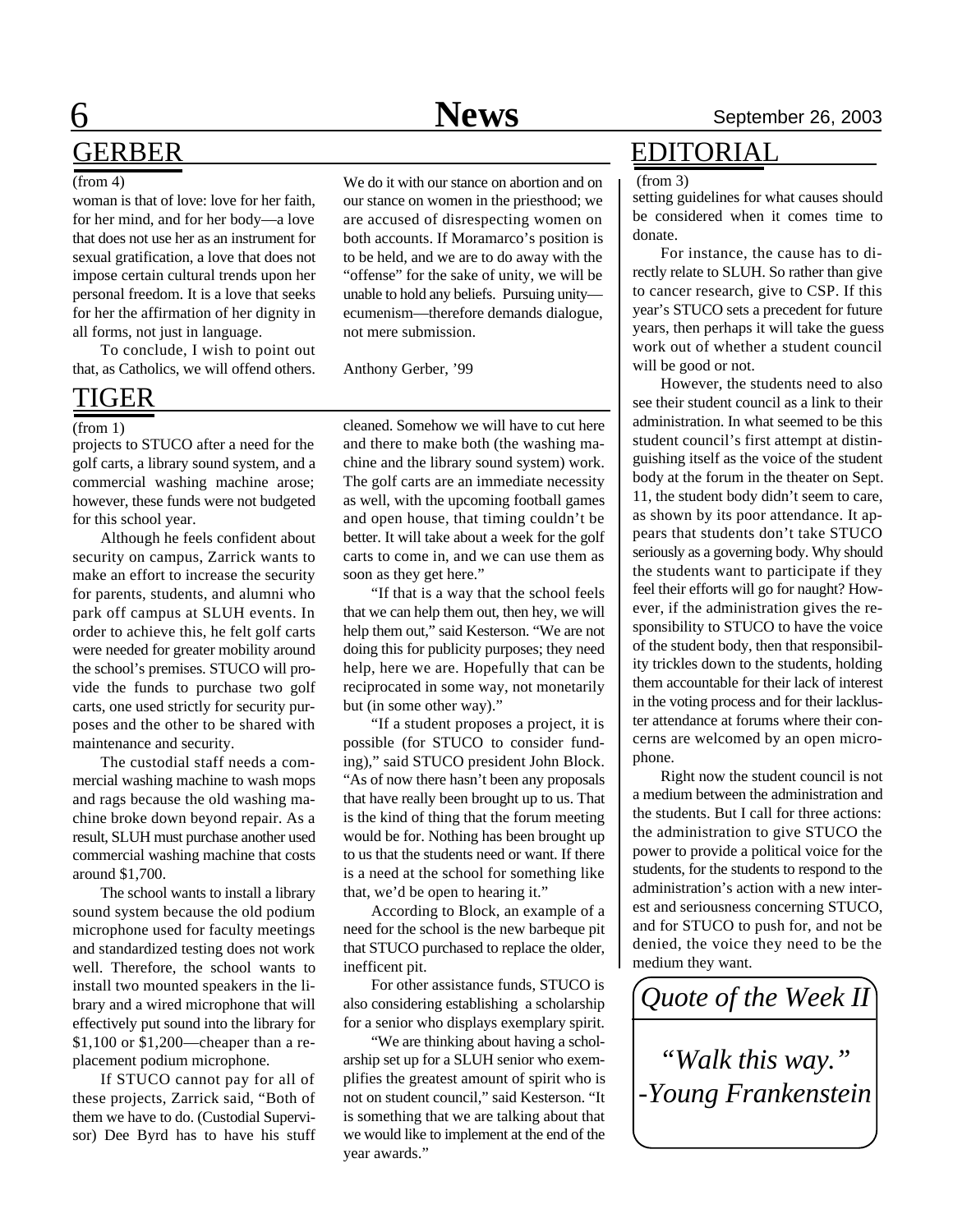## GERBER

(from 4)

woman is that of love: love for her faith, for her mind, and for her body—a love that does not use her as an instrument for sexual gratification, a love that does not impose certain cultural trends upon her personal freedom. It is a love that seeks for her the affirmation of her dignity in all forms, not just in language.

To conclude, I wish to point out that, as Catholics, we will offend others. We do it with our stance on abortion and on our stance on women in the priesthood; we are accused of disrespecting women on both accounts. If Moramarco's position is to be held, and we are to do away with the "offense" for the sake of unity, we will be unable to hold any beliefs. Pursuing unity—ecumenism—therefore demands dialogue, not mere submission.

Anthony Gerber, '99

## TIGER

(from 1)

projects to STUCO after a need for the golf carts, a library sound system, and a commercial washing machine arose; however, these funds were not budgeted for this school year.

Although he feels confident about security on campus, Zarrick wants to make an effort to increase the security for parents, students, and alumni who park off campus at SLUH events. In order to achieve this, he felt golf carts were needed for greater mobility around the school's premises. STUCO will provide the funds to purchase two golf carts, one used strictly for security purposes and the other to be shared with maintenance and security.

The custodial staff needs a commercial washing machine to wash mops and rags because the old washing machine broke down beyond repair. As a result, SLUH must purchase another used commercial washing machine that costs around $1,700.

The school wants to install a library sound system because the old podium microphone used for faculty meetings and standardized testing does not work well. Therefore, the school wants to install two mounted speakers in the library and a wired microphone that will effectively put sound into the library for $1,100 or $1,200—cheaper than a replacement podium microphone.

If STUCO cannot pay for all of these projects, Zarrick said, "Both of them we have to do. (Custodial Supervisor) Dee Byrd has to have his stuff cleaned. Somehow we will have to cut here and there to make both (the washing machine and the library sound system) work. The golf carts are an immediate necessity as well, with the upcoming football games and open house, that timing couldn't be better. It will take about a week for the golf carts to come in, and we can use them as soon as they get here."

"If that is a way that the school feels that we can help them out, then hey, we will help them out," said Kesterson. "We are not doing this for publicity purposes; they need help, here we are. Hopefully that can be reciprocated in some way, not monetarily but (in some other way)."

"If a student proposes a project, it is possible (for STUCO to consider funding)," said STUCO president John Block. "As of now there hasn't been any proposals that have really been brought up to us. That is the kind of thing that the forum meeting would be for. Nothing has been brought up to us that the students need or want. If there is a need at the school for something like that, we'd be open to hearing it."

According to Block, an example of a need for the school is the new barbeque pit that STUCO purchased to replace the older, inefficent pit.

For other assistance funds, STUCO is also considering establishing a scholarship for a senior who displays exemplary spirit.

"We are thinking about having a scholarship set up for a SLUH senior who exemplifies the greatest amount of spirit who is not on student council," said Kesterson. "It is something that we are talking about that we would like to implement at the end of the year awards."

## EDITORIAL

(from 3)

setting guidelines for what causes should be considered when it comes time to donate.

For instance, the cause has to directly relate to SLUH. So rather than give to cancer research, give to CSP. If this year's STUCO sets a precedent for future years, then perhaps it will take the guess work out of whether a student council will be good or not.

However, the students need to also see their student council as a link to their administration. In what seemed to be this student council's first attempt at distinguishing itself as the voice of the student body at the forum in the theater on Sept. 11, the student body didn't seem to care, as shown by its poor attendance. It appears that students don't take STUCO seriously as a governing body. Why should the students want to participate if they feel their efforts will go for naught? However, if the administration gives the responsibility to STUCO to have the voice of the student body, then that responsibility trickles down to the students, holding them accountable for their lack of interest in the voting process and for their lackluster attendance at forums where their concerns are welcomed by an open microphone.

Right now the student council is not a medium between the administration and the students. But I call for three actions: the administration to give STUCO the power to provide a political voice for the students, for the students to respond to the administration's action with a new interest and seriousness concerning STUCO, and for STUCO to push for, and not be denied, the voice they need to be the medium they want.

### *Quote of the Week II*

*"Walk this way."*
*-Young Frankenstein*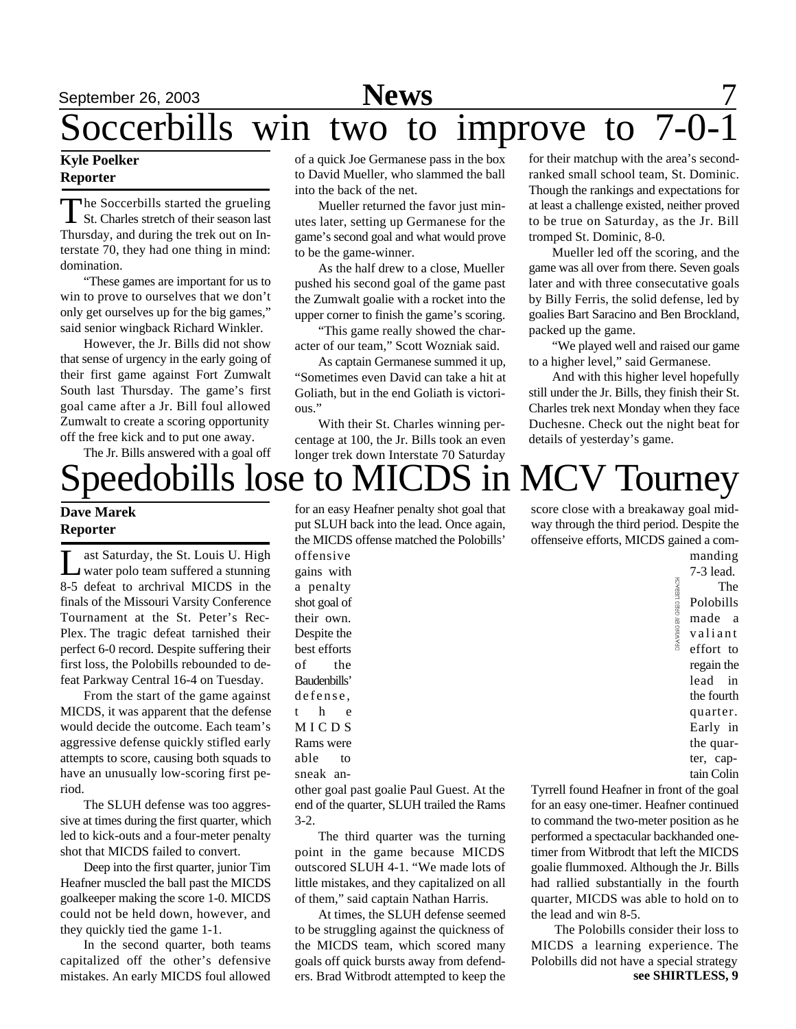# Soccerbills win two to improve to 7-0-1

**Kyle Poelker**
**Reporter**

The Soccerbills started the grueling St. Charles stretch of their season last Thursday, and during the trek out on Interstate 70, they had one thing in mind: domination.

"These games are important for us to win to prove to ourselves that we don't only get ourselves up for the big games," said senior wingback Richard Winkler.

However, the Jr. Bills did not show that sense of urgency in the early going of their first game against Fort Zumwalt South last Thursday. The game's first goal came after a Jr. Bill foul allowed Zumwalt to create a scoring opportunity off the free kick and to put one away.

The Jr. Bills answered with a goal off of a quick Joe Germanese pass in the box to David Mueller, who slammed the ball into the back of the net.

Mueller returned the favor just minutes later, setting up Germanese for the game's second goal and what would prove to be the game-winner.

As the half drew to a close, Mueller pushed his second goal of the game past the Zumwalt goalie with a rocket into the upper corner to finish the game's scoring.

"This game really showed the character of our team," Scott Wozniak said.

As captain Germanese summed it up, "Sometimes even David can take a hit at Goliath, but in the end Goliath is victorious."

With their St. Charles winning percentage at 100, the Jr. Bills took an even longer trek down Interstate 70 Saturday for their matchup with the area's second-ranked small school team, St. Dominic. Though the rankings and expectations for at least a challenge existed, neither proved to be true on Saturday, as the Jr. Bill tromped St. Dominic, 8-0.

Mueller led off the scoring, and the game was all over from there. Seven goals later and with three consecutative goals by Billy Ferris, the solid defense, led by goalies Bart Saracino and Ben Brockland, packed up the game.

"We played well and raised our game to a higher level," said Germanese.

And with this higher level hopefully still under the Jr. Bills, they finish their St. Charles trek next Monday when they face Duchesne. Check out the night beat for details of yesterday's game.

# Speedobills lose to MICDS in MCV Tourney

**Dave Marek**
**Reporter**

Last Saturday, the St. Louis U. High water polo team suffered a stunning 8-5 defeat to archrival MICDS in the finals of the Missouri Varsity Conference Tournament at the St. Peter's Rec-Plex. The tragic defeat tarnished their perfect 6-0 record. Despite suffering their first loss, the Polobills rebounded to defeat Parkway Central 16-4 on Tuesday.

From the start of the game against MICDS, it was apparent that the defense would decide the outcome. Each team's aggressive defense quickly stifled early attempts to score, causing both squads to have an unusually low-scoring first period.

The SLUH defense was too aggressive at times during the first quarter, which led to kick-outs and a four-meter penalty shot that MICDS failed to convert.

Deep into the first quarter, junior Tim Heafner muscled the ball past the MICDS goalkeeper making the score 1-0. MICDS could not be held down, however, and they quickly tied the game 1-1.

In the second quarter, both teams capitalized off the other's defensive mistakes. An early MICDS foul allowed for an easy Heafner penalty shot goal that put SLUH back into the lead. Once again, the MICDS offense matched the Polobills' offensive gains with a penalty shot goal of their own. Despite the best efforts of the Baudenbills' defense, the MICDS Rams were able to sneak another goal past goalie Paul Guest. At the end of the quarter, SLUH trailed the Rams 3-2.

The third quarter was the turning point in the game because MICDS outscored SLUH 4-1. "We made lots of little mistakes, and they capitalized on all of them," said captain Nathan Harris.

At times, the SLUH defense seemed to be struggling against the quickness of the MICDS team, which scored many goals off quick bursts away from defenders. Brad Witbrodt attempted to keep the score close with a breakaway goal midway through the third period. Despite the offenseive efforts, MICDS gained a commanding 7-3 lead.

DRAWING BY GREG LIEBACH

The Polobills made a valiant effort to regain the lead in the fourth quarter. Early in the quarter, captain Colin Tyrrell found Heafner in front of the goal for an easy one-timer. Heafner continued to command the two-meter position as he performed a spectacular backhanded one-timer from Witbrodt that left the MICDS goalie flummoxed. Although the Jr. Bills had rallied substantially in the fourth quarter, MICDS was able to hold on to the lead and win 8-5.

The Polobills consider their loss to MICDS a learning experience. The Polobills did not have a special strategy

**see SHIRTLESS, 9**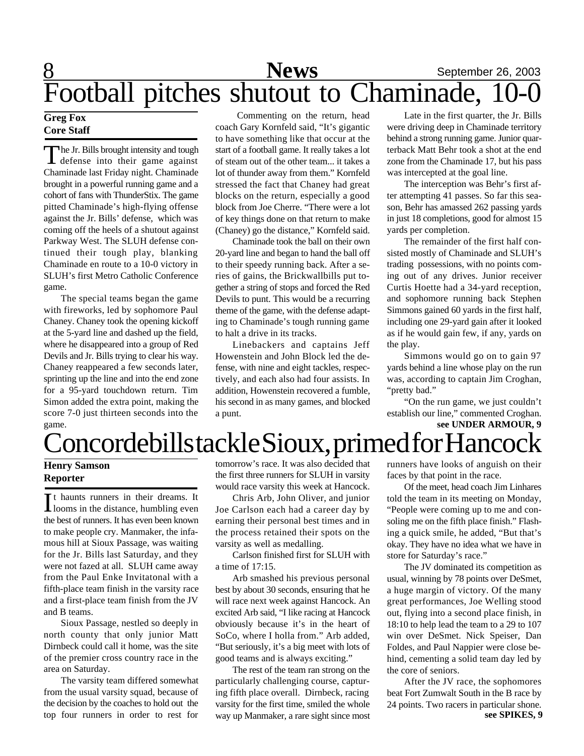# Football pitches shutout to Chaminade, 10-0

**Greg Fox**
**Core Staff**

The Jr. Bills brought intensity and tough defense into their game against Chaminade last Friday night. Chaminade brought in a powerful running game and a cohort of fans with ThunderStix. The game pitted Chaminade's high-flying offense against the Jr. Bills' defense, which was coming off the heels of a shutout against Parkway West. The SLUH defense continued their tough play, blanking Chaminade en route to a 10-0 victory in SLUH's first Metro Catholic Conference game.

The special teams began the game with fireworks, led by sophomore Paul Chaney. Chaney took the opening kickoff at the 5-yard line and dashed up the field, where he disappeared into a group of Red Devils and Jr. Bills trying to clear his way. Chaney reappeared a few seconds later, sprinting up the line and into the end zone for a 95-yard touchdown return. Tim Simon added the extra point, making the score 7-0 just thirteen seconds into the game.

Commenting on the return, head coach Gary Kornfeld said, "It's gigantic to have something like that occur at the start of a football game. It really takes a lot of steam out of the other team... it takes a lot of thunder away from them." Kornfeld stressed the fact that Chaney had great blocks on the return, especially a good block from Joe Cherre. "There were a lot of key things done on that return to make (Chaney) go the distance," Kornfeld said.

Chaminade took the ball on their own 20-yard line and began to hand the ball off to their speedy running back. After a series of gains, the Brickwallbills put together a string of stops and forced the Red Devils to punt. This would be a recurring theme of the game, with the defense adapting to Chaminade's tough running game to halt a drive in its tracks.

Linebackers and captains Jeff Howenstein and John Block led the defense, with nine and eight tackles, respectively, and each also had four assists. In addition, Howenstein recovered a fumble, his second in as many games, and blocked a punt.

Late in the first quarter, the Jr. Bills were driving deep in Chaminade territory behind a strong running game. Junior quarterback Matt Behr took a shot at the end zone from the Chaminade 17, but his pass was intercepted at the goal line.

The interception was Behr's first after attempting 41 passes. So far this season, Behr has amassed 262 passing yards in just 18 completions, good for almost 15 yards per completion.

The remainder of the first half consisted mostly of Chaminade and SLUH's trading possessions, with no points coming out of any drives. Junior receiver Curtis Hoette had a 34-yard reception, and sophomore running back Stephen Simmons gained 60 yards in the first half, including one 29-yard gain after it looked as if he would gain few, if any, yards on the play.

Simmons would go on to gain 97 yards behind a line whose play on the run was, according to captain Jim Croghan, "pretty bad."

"On the run game, we just couldn't establish our line," commented Croghan.

**see UNDER ARMOUR, 9**

# Concordebills tackle Sioux, primed for Hancock

**Henry Samson**
**Reporter**

It haunts runners in their dreams. It looms in the distance, humbling even the best of runners. It has even been known to make people cry. Manmaker, the infamous hill at Sioux Passage, was waiting for the Jr. Bills last Saturday, and they were not fazed at all. SLUH came away from the Paul Enke Invitatonal with a fifth-place team finish in the varsity race and a first-place team finish from the JV and B teams.

Sioux Passage, nestled so deeply in north county that only junior Matt Dirnbeck could call it home, was the site of the premier cross country race in the area on Saturday.

The varsity team differed somewhat from the usual varsity squad, because of the decision by the coaches to hold out the top four runners in order to rest for tomorrow's race. It was also decided that the first three runners for SLUH in varsity would race varsity this week at Hancock.

Chris Arb, John Oliver, and junior Joe Carlson each had a career day by earning their personal best times and in the process retained their spots on the varsity as well as medalling.

Carlson finished first for SLUH with a time of 17:15.

Arb smashed his previous personal best by about 30 seconds, ensuring that he will race next week against Hancock. An excited Arb said, "I like racing at Hancock obviously because it's in the heart of SoCo, where I holla from." Arb added, "But seriously, it's a big meet with lots of good teams and is always exciting."

The rest of the team ran strong on the particularly challenging course, capturing fifth place overall. Dirnbeck, racing varsity for the first time, smiled the whole way up Manmaker, a rare sight since most runners have looks of anguish on their faces by that point in the race.

Of the meet, head coach Jim Linhares told the team in its meeting on Monday, "People were coming up to me and consoling me on the fifth place finish." Flashing a quick smile, he added, "But that's okay. They have no idea what we have in store for Saturday's race."

The JV dominated its competition as usual, winning by 78 points over DeSmet, a huge margin of victory. Of the many great performances, Joe Welling stood out, flying into a second place finish, in 18:10 to help lead the team to a 29 to 107 win over DeSmet. Nick Speiser, Dan Foldes, and Paul Nappier were close behind, cementing a solid team day led by the core of seniors.

After the JV race, the sophomores beat Fort Zumwalt South in the B race by 24 points. Two racers in particular shone.

**see SPIKES, 9**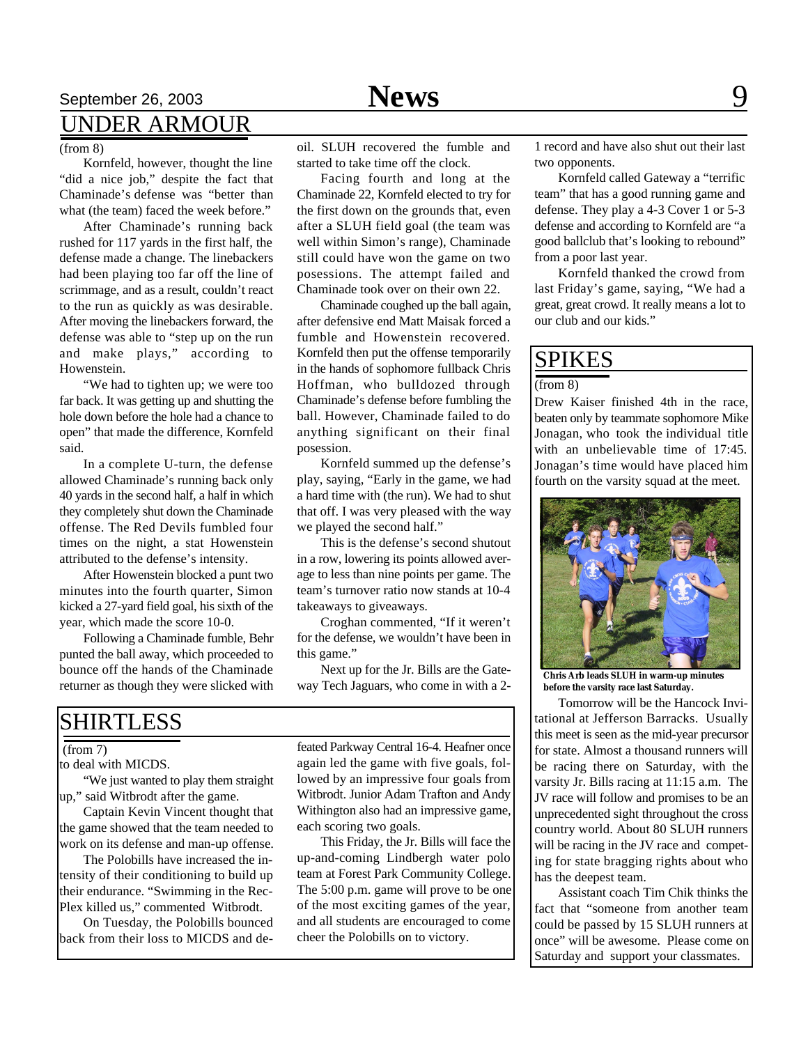## UNDER ARMOUR

(from 8)

Kornfeld, however, thought the line "did a nice job," despite the fact that Chaminade's defense was "better than what (the team) faced the week before."

After Chaminade's running back rushed for 117 yards in the first half, the defense made a change. The linebackers had been playing too far off the line of scrimmage, and as a result, couldn't react to the run as quickly as was desirable. After moving the linebackers forward, the defense was able to "step up on the run and make plays," according to Howenstein.

"We had to tighten up; we were too far back. It was getting up and shutting the hole down before the hole had a chance to open" that made the difference, Kornfeld said.

In a complete U-turn, the defense allowed Chaminade's running back only 40 yards in the second half, a half in which they completely shut down the Chaminade offense. The Red Devils fumbled four times on the night, a stat Howenstein attributed to the defense's intensity.

After Howenstein blocked a punt two minutes into the fourth quarter, Simon kicked a 27-yard field goal, his sixth of the year, which made the score 10-0.

Following a Chaminade fumble, Behr punted the ball away, which proceeded to bounce off the hands of the Chaminade returner as though they were slicked with oil. SLUH recovered the fumble and started to take time off the clock.

Facing fourth and long at the Chaminade 22, Kornfeld elected to try for the first down on the grounds that, even after a SLUH field goal (the team was well within Simon's range), Chaminade still could have won the game on two posessions. The attempt failed and Chaminade took over on their own 22.

Chaminade coughed up the ball again, after defensive end Matt Maisak forced a fumble and Howenstein recovered. Kornfeld then put the offense temporarily in the hands of sophomore fullback Chris Hoffman, who bulldozed through Chaminade's defense before fumbling the ball. However, Chaminade failed to do anything significant on their final posession.

Kornfeld summed up the defense's play, saying, "Early in the game, we had a hard time with (the run). We had to shut that off. I was very pleased with the way we played the second half."

This is the defense's second shutout in a row, lowering its points allowed average to less than nine points per game. The team's turnover ratio now stands at 10-4 takeaways to giveaways.

Croghan commented, "If it weren't for the defense, we wouldn't have been in this game."

Next up for the Jr. Bills are the Gateway Tech Jaguars, who come in with a 2-1 record and have also shut out their last two opponents.

Kornfeld called Gateway a "terrific team" that has a good running game and defense. They play a 4-3 Cover 1 or 5-3 defense and according to Kornfeld are "a good ballclub that's looking to rebound" from a poor last year.

Kornfeld thanked the crowd from last Friday's game, saying, "We had a great, great crowd. It really means a lot to our club and our kids."

## SHIRTLESS

(from 7)

to deal with MICDS.

"We just wanted to play them straight up," said Witbrodt after the game.

Captain Kevin Vincent thought that the game showed that the team needed to work on its defense and man-up offense.

The Polobills have increased the intensity of their conditioning to build up their endurance. "Swimming in the Rec-Plex killed us," commented Witbrodt.

On Tuesday, the Polobills bounced back from their loss to MICDS and defeated Parkway Central 16-4. Heafner once again led the game with five goals, followed by an impressive four goals from Witbrodt. Junior Adam Trafton and Andy Withington also had an impressive game, each scoring two goals.

This Friday, the Jr. Bills will face the up-and-coming Lindbergh water polo team at Forest Park Community College. The 5:00 p.m. game will prove to be one of the most exciting games of the year, and all students are encouraged to come cheer the Polobills on to victory.

## SPIKES

(from 8)

Drew Kaiser finished 4th in the race, beaten only by teammate sophomore Mike Jonagan, who took the individual title with an unbelievable time of 17:45. Jonagan's time would have placed him fourth on the varsity squad at the meet.

**Chris Arb leads SLUH in warm-up minutes before the varsity race last Saturday.**

Tomorrow will be the Hancock Invitational at Jefferson Barracks. Usually this meet is seen as the mid-year precursor for state. Almost a thousand runners will be racing there on Saturday, with the varsity Jr. Bills racing at 11:15 a.m. The JV race will follow and promises to be an unprecedented sight throughout the cross country world. About 80 SLUH runners will be racing in the JV race and competing for state bragging rights about who has the deepest team.

Assistant coach Tim Chik thinks the fact that "someone from another team could be passed by 15 SLUH runners at once" will be awesome. Please come on Saturday and support your classmates.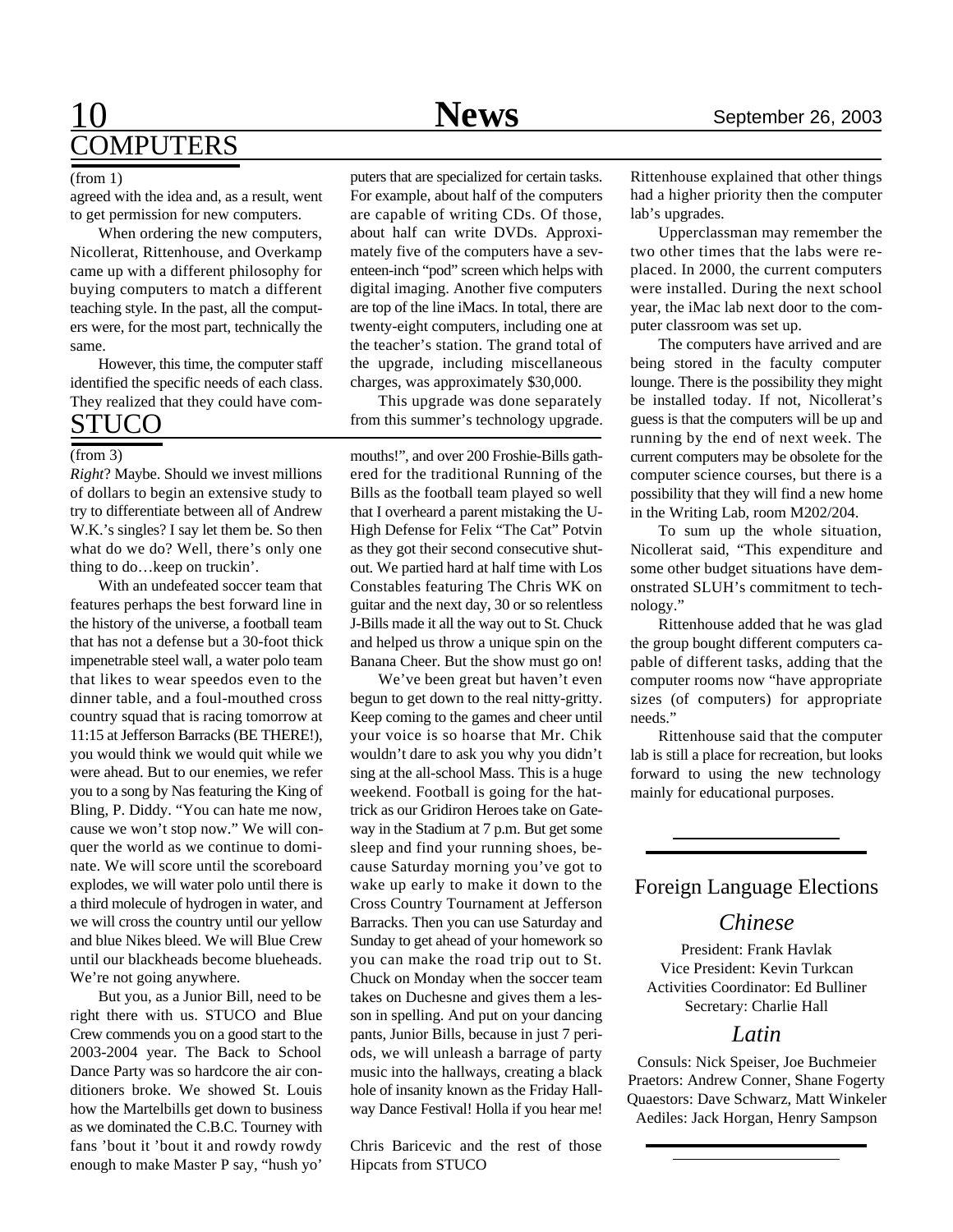# COMPUTERS

(from 1)

agreed with the idea and, as a result, went to get permission for new computers.

When ordering the new computers, Nicollerat, Rittenhouse, and Overkamp came up with a different philosophy for buying computers to match a different teaching style. In the past, all the computers were, for the most part, technically the same.

However, this time, the computer staff identified the specific needs of each class. They realized that they could have computers that are specialized for certain tasks. For example, about half of the computers are capable of writing CDs. Of those, about half can write DVDs. Approximately five of the computers have a seventeen-inch "pod" screen which helps with digital imaging. Another five computers are top of the line iMacs. In total, there are twenty-eight computers, including one at the teacher's station. The grand total of the upgrade, including miscellaneous charges, was approximately $30,000.

This upgrade was done separately from this summer's technology upgrade. Rittenhouse explained that other things had a higher priority then the computer lab's upgrades.

Upperclassman may remember the two other times that the labs were replaced. In 2000, the current computers were installed. During the next school year, the iMac lab next door to the computer classroom was set up.

The computers have arrived and are being stored in the faculty computer lounge. There is the possibility they might be installed today. If not, Nicollerat's guess is that the computers will be up and running by the end of next week. The current computers may be obsolete for the computer science courses, but there is a possibility that they will find a new home in the Writing Lab, room M202/204.

To sum up the whole situation, Nicollerat said, "This expenditure and some other budget situations have demonstrated SLUH's commitment to technology."

Rittenhouse added that he was glad the group bought different computers capable of different tasks, adding that the computer rooms now "have appropriate sizes (of computers) for appropriate needs."

Rittenhouse said that the computer lab is still a place for recreation, but looks forward to using the new technology mainly for educational purposes.

# STUCO

(from 3)

*Right*? Maybe. Should we invest millions of dollars to begin an extensive study to try to differentiate between all of Andrew W.K.'s singles? I say let them be. So then what do we do? Well, there's only one thing to do…keep on truckin'.

With an undefeated soccer team that features perhaps the best forward line in the history of the universe, a football team that has not a defense but a 30-foot thick impenetrable steel wall, a water polo team that likes to wear speedos even to the dinner table, and a foul-mouthed cross country squad that is racing tomorrow at 11:15 at Jefferson Barracks (BE THERE!), you would think we would quit while we were ahead. But to our enemies, we refer you to a song by Nas featuring the King of Bling, P. Diddy. "You can hate me now, cause we won't stop now." We will conquer the world as we continue to dominate. We will score until the scoreboard explodes, we will water polo until there is a third molecule of hydrogen in water, and we will cross the country until our yellow and blue Nikes bleed. We will Blue Crew until our blackheads become blueheads. We're not going anywhere.

But you, as a Junior Bill, need to be right there with us. STUCO and Blue Crew commends you on a good start to the 2003-2004 year. The Back to School Dance Party was so hardcore the air conditioners broke. We showed St. Louis how the Martelbills get down to business as we dominated the C.B.C. Tourney with fans 'bout it 'bout it and rowdy rowdy enough to make Master P say, "hush yo' mouths!", and over 200 Froshie-Bills gathered for the traditional Running of the Bills as the football team played so well that I overheard a parent mistaking the U-High Defense for Felix "The Cat" Potvin as they got their second consecutive shutout. We partied hard at half time with Los Constables featuring The Chris WK on guitar and the next day, 30 or so relentless J-Bills made it all the way out to St. Chuck and helped us throw a unique spin on the Banana Cheer. But the show must go on!

We've been great but haven't even begun to get down to the real nitty-gritty. Keep coming to the games and cheer until your voice is so hoarse that Mr. Chik wouldn't dare to ask you why you didn't sing at the all-school Mass. This is a huge weekend. Football is going for the hattrick as our Gridiron Heroes take on Gateway in the Stadium at 7 p.m. But get some sleep and find your running shoes, because Saturday morning you've got to wake up early to make it down to the Cross Country Tournament at Jefferson Barracks. Then you can use Saturday and Sunday to get ahead of your homework so you can make the road trip out to St. Chuck on Monday when the soccer team takes on Duchesne and gives them a lesson in spelling. And put on your dancing pants, Junior Bills, because in just 7 periods, we will unleash a barrage of party music into the hallways, creating a black hole of insanity known as the Friday Hallway Dance Festival! Holla if you hear me!

Chris Baricevic and the rest of those Hipcats from STUCO

## Foreign Language Elections

### *Chinese*

President: Frank Havlak
Vice President: Kevin Turkcan
Activities Coordinator: Ed Bulliner
Secretary: Charlie Hall

### *Latin*

Consuls: Nick Speiser, Joe Buchmeier
Praetors: Andrew Conner, Shane Fogerty
Quaestors: Dave Schwarz, Matt Winkeler
Aediles: Jack Horgan, Henry Sampson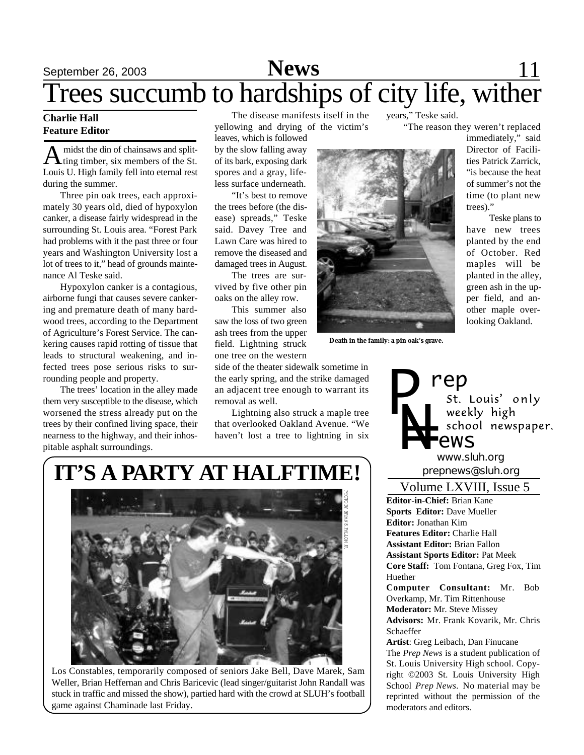# Trees succumb to hardships of city life, wither

**Charlie Hall**
**Feature Editor**

Amidst the din of chainsaws and splitting timber, six members of the St. Louis U. High family fell into eternal rest during the summer.

Three pin oak trees, each approximately 30 years old, died of hypoxylon canker, a disease fairly widespread in the surrounding St. Louis area. "Forest Park had problems with it the past three or four years and Washington University lost a lot of trees to it," head of grounds maintenance Al Teske said.

Hypoxylon canker is a contagious, airborne fungi that causes severe cankering and premature death of many hardwood trees, according to the Department of Agriculture's Forest Service. The cankering causes rapid rotting of tissue that leads to structural weakening, and infected trees pose serious risks to surrounding people and property.

The trees' location in the alley made them very susceptible to the disease, which worsened the stress already put on the trees by their confined living space, their nearness to the highway, and their inhospitable asphalt surroundings.

The disease manifests itself in the yellowing and drying of the victim's leaves, which is followed by the slow falling away of its bark, exposing dark spores and a gray, lifeless surface underneath.

"It's best to remove the trees before (the disease) spreads," Teske said. Davey Tree and Lawn Care was hired to remove the diseased and damaged trees in August.

The trees are survived by five other pin oaks on the alley row.

This summer also saw the loss of two green ash trees from the upper field. Lightning struck one tree on the western side of the theater sidewalk sometime in the early spring, and the strike damaged an adjacent tree enough to warrant its removal as well.

Lightning also struck a maple tree that overlooked Oakland Avenue. "We haven't lost a tree to lightning in six years," Teske said.

"The reason they weren't replaced immediately," said Director of Facilities Patrick Zarrick, "is because the heat of summer's not the time (to plant new trees)."

Teske plans to have new trees planted by the end of October. Red maples will be planted in the alley, green ash in the upper field, and another maple overlooking Oakland.

**Death in the family: a pin oak's grave.**

# IT'S A PARTY AT HALFTIME!

PHOTO BY BRIAN S. FALLON, JR.

Los Constables, temporarily composed of seniors Jake Bell, Dave Marek, Sam Weller, Brian Heffernan and Chris Baricevic (lead singer/guitarist John Randall was stuck in traffic and missed the show), partied hard with the crowd at SLUH's football game against Chaminade last Friday.

**Prep News**
St. Louis' only weekly high school newspaper.
www.sluh.org
prepnews@sluh.org

Volume LXVIII, Issue 5

**Editor-in-Chief:** Brian Kane
**Sports Editor:** Dave Mueller
**Editor:** Jonathan Kim
**Features Editor:** Charlie Hall
**Assistant Editor:** Brian Fallon
**Assistant Sports Editor:** Pat Meek
**Core Staff:** Tom Fontana, Greg Fox, Tim Huether
**Computer Consultant:** Mr. Bob Overkamp, Mr. Tim Rittenhouse
**Moderator:** Mr. Steve Missey
**Advisors:** Mr. Frank Kovarik, Mr. Chris Schaeffer
**Artist**: Greg Leibach, Dan Finucane

The *Prep News* is a student publication of St. Louis University High school. Copyright ©2003 St. Louis University High School *Prep News*. No material may be reprinted without the permission of the moderators and editors.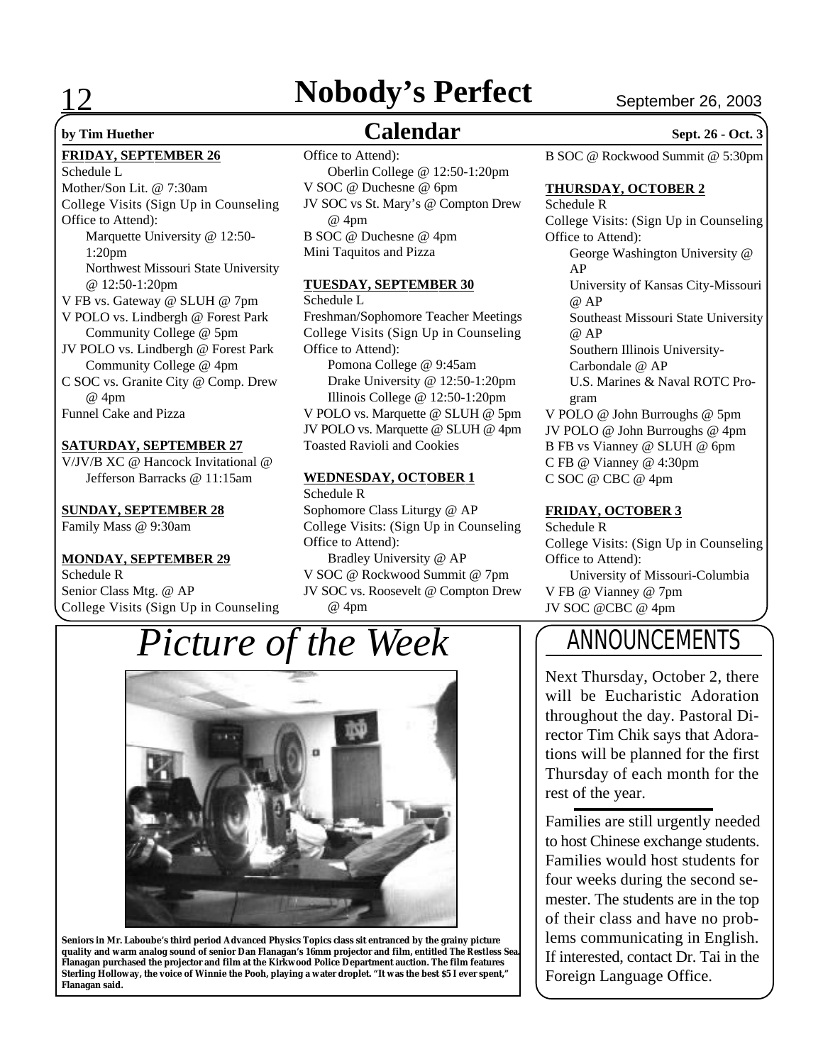# Nobody's Perfect

September 26, 2003

## Calendar

by Tim Huether

Sept. 26 - Oct. 3

**FRIDAY, SEPTEMBER 26**

Schedule L
Mother/Son Lit. @ 7:30am
College Visits (Sign Up in Counseling Office to Attend):
- Marquette University @ 12:50-1:20pm
- Northwest Missouri State University @ 12:50-1:20pm

V FB vs. Gateway @ SLUH @ 7pm
V POLO vs. Lindbergh @ Forest Park Community College @ 5pm
JV POLO vs. Lindbergh @ Forest Park Community College @ 4pm
C SOC vs. Granite City @ Comp. Drew @ 4pm
Funnel Cake and Pizza

**SATURDAY, SEPTEMBER 27**

V/JV/B XC @ Hancock Invitational @ Jefferson Barracks @ 11:15am

**SUNDAY, SEPTEMBER 28**

Family Mass @ 9:30am

**MONDAY, SEPTEMBER 29**

Schedule R
Senior Class Mtg. @ AP
College Visits (Sign Up in Counseling Office to Attend):
- Oberlin College @ 12:50-1:20pm

V SOC @ Duchesne @ 6pm
JV SOC vs St. Mary's @ Compton Drew @ 4pm
B SOC @ Duchesne @ 4pm
Mini Taquitos and Pizza

**TUESDAY, SEPTEMBER 30**

Schedule L
Freshman/Sophomore Teacher Meetings
College Visits (Sign Up in Counseling Office to Attend):
- Pomona College @ 9:45am
- Drake University @ 12:50-1:20pm
- Illinois College @ 12:50-1:20pm

V POLO vs. Marquette @ SLUH @ 5pm
JV POLO vs. Marquette @ SLUH @ 4pm
Toasted Ravioli and Cookies

**WEDNESDAY, OCTOBER 1**

Schedule R
Sophomore Class Liturgy @ AP
College Visits: (Sign Up in Counseling Office to Attend):
- Bradley University @ AP

V SOC @ Rockwood Summit @ 7pm
JV SOC vs. Roosevelt @ Compton Drew @ 4pm
B SOC @ Rockwood Summit @ 5:30pm

**THURSDAY, OCTOBER 2**

Schedule R
College Visits: (Sign Up in Counseling Office to Attend):
- George Washington University @ AP
- University of Kansas City-Missouri @ AP
- Southeast Missouri State University @ AP
- Southern Illinois University-Carbondale @ AP
- U.S. Marines & Naval ROTC Program

V POLO @ John Burroughs @ 5pm
JV POLO @ John Burroughs @ 4pm
B FB vs Vianney @ SLUH @ 6pm
C FB @ Vianney @ 4:30pm
C SOC @ CBC @ 4pm

**FRIDAY, OCTOBER 3**

Schedule R
College Visits: (Sign Up in Counseling Office to Attend):
- University of Missouri-Columbia

V FB @ Vianney @ 7pm
JV SOC @CBC @ 4pm

## *Picture of the Week*

**Seniors in Mr. Laboube's third period Advanced Physics Topics class sit entranced by the grainy picture quality and warm analog sound of senior Dan Flanagan's 16mm projector and film, entitled The Restless Sea. Flanagan purchased the projector and film at the Kirkwood Police Department auction. The film features Sterling Holloway, the voice of Winnie the Pooh, playing a water droplet. "It was the best $5 I ever spent," Flanagan said.**

## ANNOUNCEMENTS

Next Thursday, October 2, there will be Eucharistic Adoration throughout the day. Pastoral Director Tim Chik says that Adorations will be planned for the first Thursday of each month for the rest of the year.

Families are still urgently needed to host Chinese exchange students. Families would host students for four weeks during the second semester. The students are in the top of their class and have no problems communicating in English. If interested, contact Dr. Tai in the Foreign Language Office.